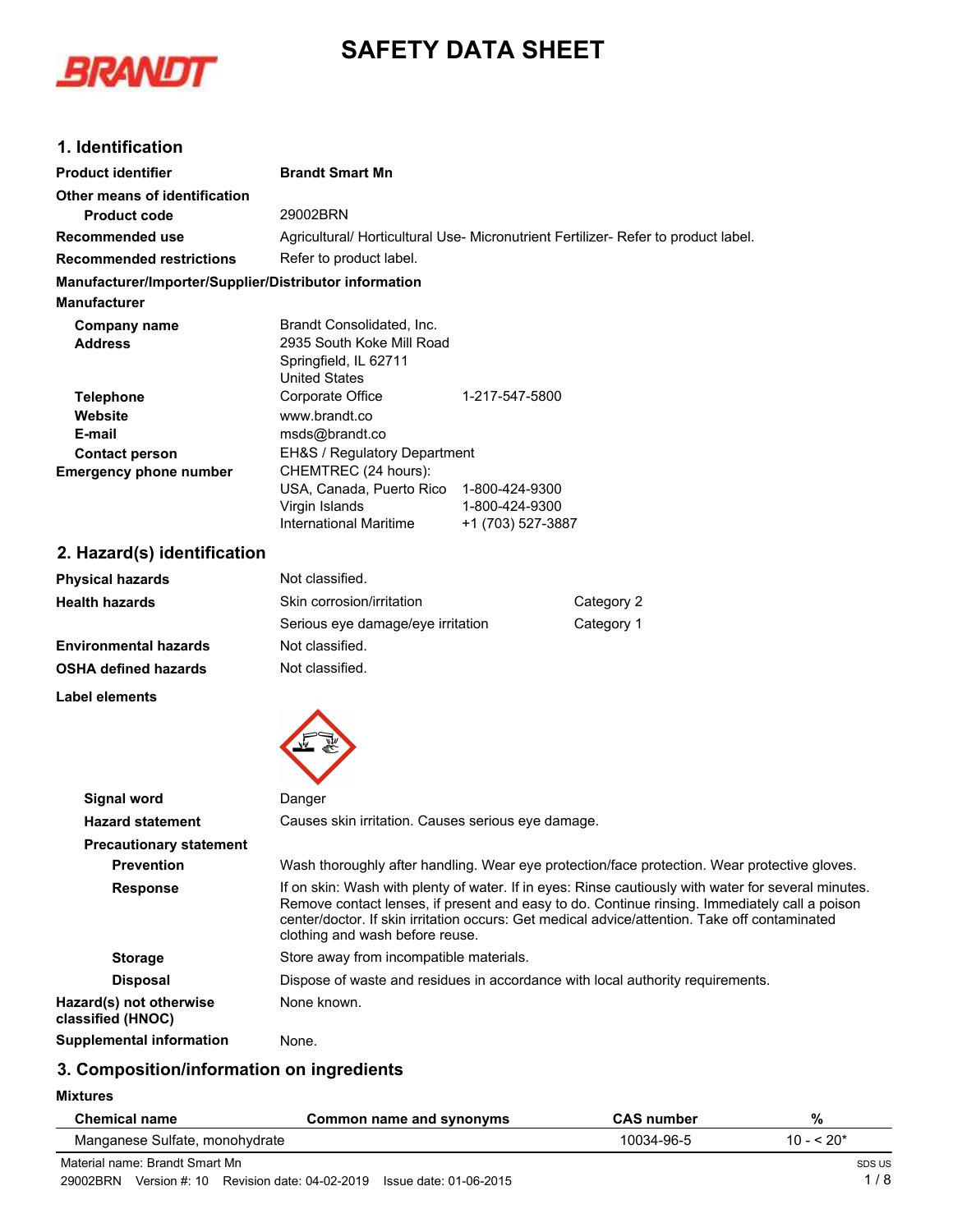# SAFETY DATA SHEET

## 1. Identification

| | |
|---|---|
| **Product identifier** | **Brandt Smart Mn** |
| **Other means of identification** | |
| **Product code** | 29002BRN |
| **Recommended use** | Agricultural/ Horticultural Use- Micronutrient Fertilizer- Refer to product label. |
| **Recommended restrictions** | Refer to product label. |

**Manufacturer/Importer/Supplier/Distributor information**

**Manufacturer**

| | | |
|---|---|---|
| **Company name** | Brandt Consolidated, Inc. | |
| **Address** | 2935 South Koke Mill Road<br>Springfield, IL 62711<br>United States | |
| **Telephone** | Corporate Office | 1-217-547-5800 |
| **Website** | www.brandt.co | |
| **E-mail** | msds@brandt.co | |
| **Contact person** | EH&S / Regulatory Department | |
| **Emergency phone number** | CHEMTREC (24 hours): | |
| | USA, Canada, Puerto Rico | 1-800-424-9300 |
| | Virgin Islands | 1-800-424-9300 |
| | International Maritime | +1 (703) 527-3887 |

## 2. Hazard(s) identification

| | | |
|---|---|---|
| **Physical hazards** | Not classified. | |
| **Health hazards** | Skin corrosion/irritation | Category 2 |
| | Serious eye damage/eye irritation | Category 1 |
| **Environmental hazards** | Not classified. | |
| **OSHA defined hazards** | Not classified. | |

**Label elements**

**Signal word** Danger

**Hazard statement** Causes skin irritation. Causes serious eye damage.

**Precautionary statement**

**Prevention** Wash thoroughly after handling. Wear eye protection/face protection. Wear protective gloves.

**Response** If on skin: Wash with plenty of water. If in eyes: Rinse cautiously with water for several minutes. Remove contact lenses, if present and easy to do. Continue rinsing. Immediately call a poison center/doctor. If skin irritation occurs: Get medical advice/attention. Take off contaminated clothing and wash before reuse.

**Storage** Store away from incompatible materials.

**Disposal** Dispose of waste and residues in accordance with local authority requirements.

**Hazard(s) not otherwise classified (HNOC)** None known.

**Supplemental information** None.

## 3. Composition/information on ingredients

**Mixtures**

| Chemical name | Common name and synonyms | CAS number | % |
|---|---|---|---|
| Manganese Sulfate, monohydrate | | 10034-96-5 | 10 - < 20* |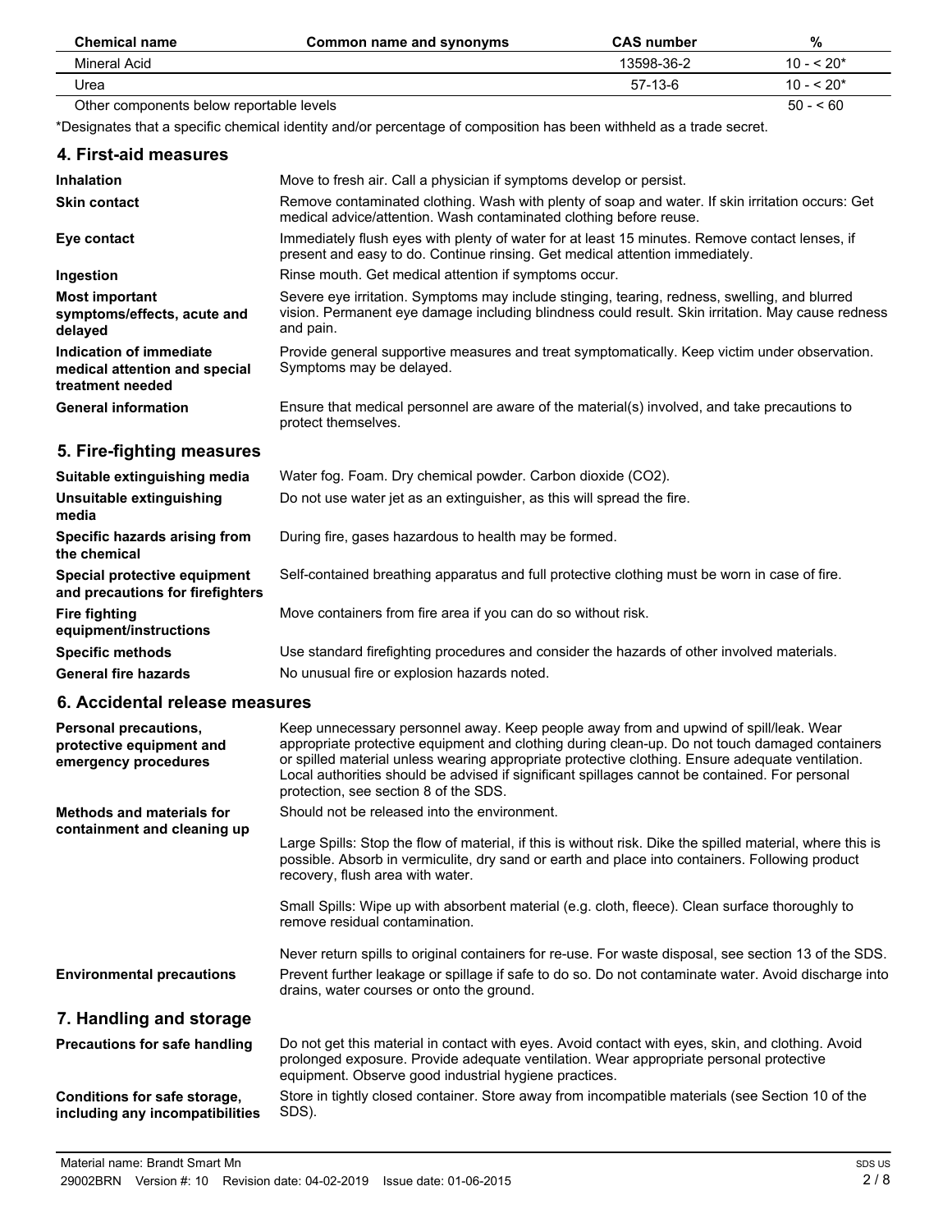| Chemical name | Common name and synonyms | CAS number | % |
|---|---|---|---|
| Mineral Acid | | 13598-36-2 | 10 - < 20* |
| Urea | | 57-13-6 | 10 - < 20* |
| Other components below reportable levels | | | 50 - < 60 |

*Designates that a specific chemical identity and/or percentage of composition has been withheld as a trade secret.

## 4. First-aid measures

| | |
|---|---|
| **Inhalation** | Move to fresh air. Call a physician if symptoms develop or persist. |
| **Skin contact** | Remove contaminated clothing. Wash with plenty of soap and water. If skin irritation occurs: Get medical advice/attention. Wash contaminated clothing before reuse. |
| **Eye contact** | Immediately flush eyes with plenty of water for at least 15 minutes. Remove contact lenses, if present and easy to do. Continue rinsing. Get medical attention immediately. |
| **Ingestion** | Rinse mouth. Get medical attention if symptoms occur. |
| **Most important symptoms/effects, acute and delayed** | Severe eye irritation. Symptoms may include stinging, tearing, redness, swelling, and blurred vision. Permanent eye damage including blindness could result. Skin irritation. May cause redness and pain. |
| **Indication of immediate medical attention and special treatment needed** | Provide general supportive measures and treat symptomatically. Keep victim under observation. Symptoms may be delayed. |
| **General information** | Ensure that medical personnel are aware of the material(s) involved, and take precautions to protect themselves. |

## 5. Fire-fighting measures

| | |
|---|---|
| **Suitable extinguishing media** | Water fog. Foam. Dry chemical powder. Carbon dioxide ($CO_2$). |
| **Unsuitable extinguishing media** | Do not use water jet as an extinguisher, as this will spread the fire. |
| **Specific hazards arising from the chemical** | During fire, gases hazardous to health may be formed. |
| **Special protective equipment and precautions for firefighters** | Self-contained breathing apparatus and full protective clothing must be worn in case of fire. |
| **Fire fighting equipment/instructions** | Move containers from fire area if you can do so without risk. |
| **Specific methods** | Use standard firefighting procedures and consider the hazards of other involved materials. |
| **General fire hazards** | No unusual fire or explosion hazards noted. |

## 6. Accidental release measures

**Personal precautions, protective equipment and emergency procedures**

Keep unnecessary personnel away. Keep people away from and upwind of spill/leak. Wear appropriate protective equipment and clothing during clean-up. Do not touch damaged containers or spilled material unless wearing appropriate protective clothing. Ensure adequate ventilation. Local authorities should be advised if significant spillages cannot be contained. For personal protection, see section 8 of the SDS.

**Methods and materials for containment and cleaning up**

Should not be released into the environment.

Large Spills: Stop the flow of material, if this is without risk. Dike the spilled material, where this is possible. Absorb in vermiculite, dry sand or earth and place into containers. Following product recovery, flush area with water.

Small Spills: Wipe up with absorbent material (e.g. cloth, fleece). Clean surface thoroughly to remove residual contamination.

Never return spills to original containers for re-use. For waste disposal, see section 13 of the SDS.

**Environmental precautions**

Prevent further leakage or spillage if safe to do so. Do not contaminate water. Avoid discharge into drains, water courses or onto the ground.

## 7. Handling and storage

| | |
|---|---|
| **Precautions for safe handling** | Do not get this material in contact with eyes. Avoid contact with eyes, skin, and clothing. Avoid prolonged exposure. Provide adequate ventilation. Wear appropriate personal protective equipment. Observe good industrial hygiene practices. |
| **Conditions for safe storage, including any incompatibilities** | Store in tightly closed container. Store away from incompatible materials (see Section 10 of the SDS). |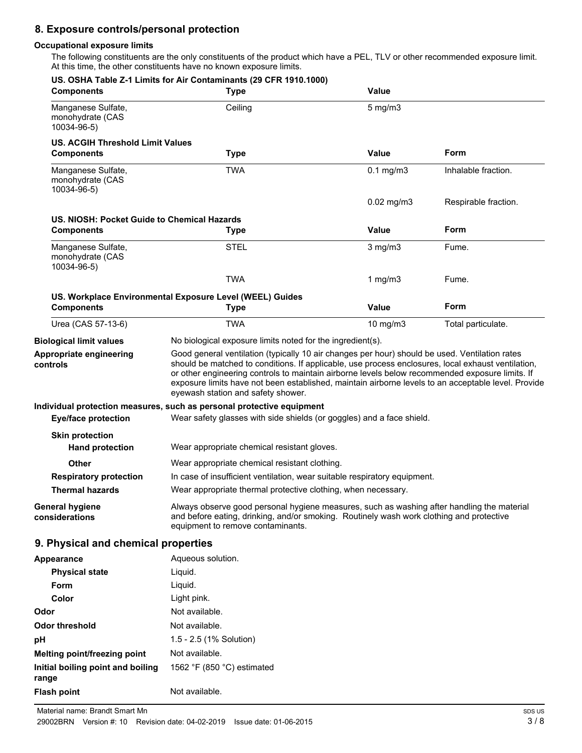## 8. Exposure controls/personal protection

### Occupational exposure limits

The following constituents are the only constituents of the product which have a PEL, TLV or other recommended exposure limit. At this time, the other constituents have no known exposure limits.

**US. OSHA Table Z-1 Limits for Air Contaminants (29 CFR 1910.1000)**

| Components | Type | Value |
|---|---|---|
| Manganese Sulfate, monohydrate (CAS 10034-96-5) | Ceiling | 5 mg/m3 |

**US. ACGIH Threshold Limit Values**

| Components | Type | Value | Form |
|---|---|---|---|
| Manganese Sulfate, monohydrate (CAS 10034-96-5) | TWA | 0.1 mg/m3 | Inhalable fraction. |
| | | 0.02 mg/m3 | Respirable fraction. |

**US. NIOSH: Pocket Guide to Chemical Hazards**

| Components | Type | Value | Form |
|---|---|---|---|
| Manganese Sulfate, monohydrate (CAS 10034-96-5) | STEL | 3 mg/m3 | Fume. |
| | TWA | 1 mg/m3 | Fume. |

**US. Workplace Environmental Exposure Level (WEEL) Guides**

| Components | Type | Value | Form |
|---|---|---|---|
| Urea (CAS 57-13-6) | TWA | 10 mg/m3 | Total particulate. |

**Biological limit values**
No biological exposure limits noted for the ingredient(s).

**Appropriate engineering controls**
Good general ventilation (typically 10 air changes per hour) should be used. Ventilation rates should be matched to conditions. If applicable, use process enclosures, local exhaust ventilation, or other engineering controls to maintain airborne levels below recommended exposure limits. If exposure limits have not been established, maintain airborne levels to an acceptable level. Provide eyewash station and safety shower.

### Individual protection measures, such as personal protective equipment

**Eye/face protection**
Wear safety glasses with side shields (or goggles) and a face shield.

**Skin protection**

**Hand protection**
Wear appropriate chemical resistant gloves.

**Other**
Wear appropriate chemical resistant clothing.

**Respiratory protection**
In case of insufficient ventilation, wear suitable respiratory equipment.

**Thermal hazards**
Wear appropriate thermal protective clothing, when necessary.

**General hygiene considerations**
Always observe good personal hygiene measures, such as washing after handling the material and before eating, drinking, and/or smoking. Routinely wash work clothing and protective equipment to remove contaminants.

## 9. Physical and chemical properties

| | |
|---|---|
| **Appearance** | Aqueous solution. |
| **Physical state** | Liquid. |
| **Form** | Liquid. |
| **Color** | Light pink. |
| **Odor** | Not available. |
| **Odor threshold** | Not available. |
| **pH** | 1.5 - 2.5 (1% Solution) |
| **Melting point/freezing point** | Not available. |
| **Initial boiling point and boiling range** | 1562 °F (850 °C) estimated |
| **Flash point** | Not available. |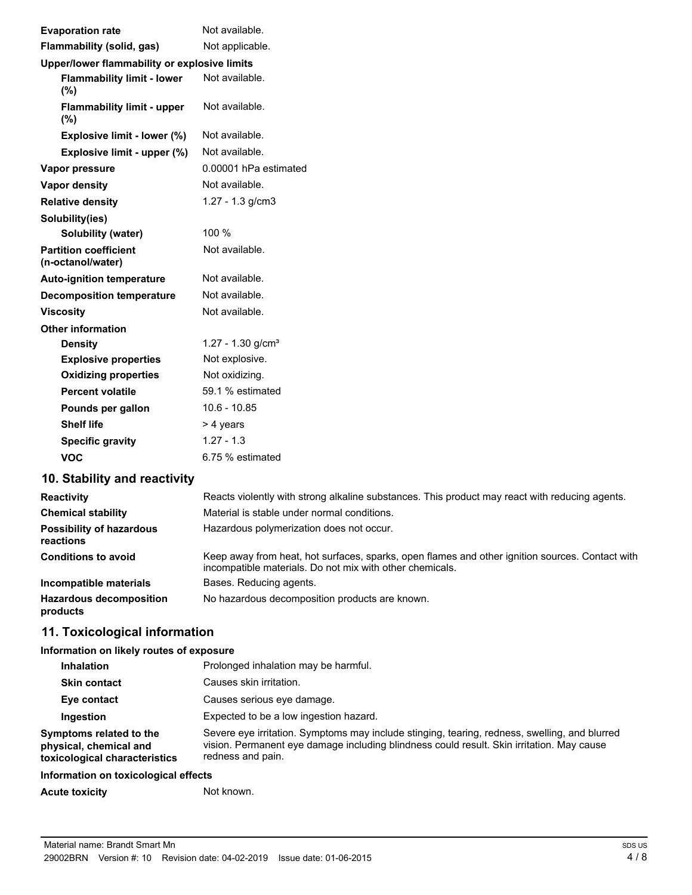| | |
|---|---|
| **Evaporation rate** | Not available. |
| **Flammability (solid, gas)** | Not applicable. |
| **Upper/lower flammability or explosive limits** | |
| **Flammability limit - lower (%)** | Not available. |
| **Flammability limit - upper (%)** | Not available. |
| **Explosive limit - lower (%)** | Not available. |
| **Explosive limit - upper (%)** | Not available. |
| **Vapor pressure** | 0.00001 hPa estimated |
| **Vapor density** | Not available. |
| **Relative density** | 1.27 - 1.3 g/cm3 |
| **Solubility(ies)** | |
| **Solubility (water)** | 100 % |
| **Partition coefficient (n-octanol/water)** | Not available. |
| **Auto-ignition temperature** | Not available. |
| **Decomposition temperature** | Not available. |
| **Viscosity** | Not available. |
| **Other information** | |
| **Density** | 1.27 - 1.30 g/cm³ |
| **Explosive properties** | Not explosive. |
| **Oxidizing properties** | Not oxidizing. |
| **Percent volatile** | 59.1 % estimated |
| **Pounds per gallon** | 10.6 - 10.85 |
| **Shelf life** | > 4 years |
| **Specific gravity** | 1.27 - 1.3 |
| **VOC** | 6.75 % estimated |

## 10. Stability and reactivity

| | |
|---|---|
| **Reactivity** | Reacts violently with strong alkaline substances. This product may react with reducing agents. |
| **Chemical stability** | Material is stable under normal conditions. |
| **Possibility of hazardous reactions** | Hazardous polymerization does not occur. |
| **Conditions to avoid** | Keep away from heat, hot surfaces, sparks, open flames and other ignition sources. Contact with incompatible materials. Do not mix with other chemicals. |
| **Incompatible materials** | Bases. Reducing agents. |
| **Hazardous decomposition products** | No hazardous decomposition products are known. |

## 11. Toxicological information

**Information on likely routes of exposure**

| | |
|---|---|
| **Inhalation** | Prolonged inhalation may be harmful. |
| **Skin contact** | Causes skin irritation. |
| **Eye contact** | Causes serious eye damage. |
| **Ingestion** | Expected to be a low ingestion hazard. |
| **Symptoms related to the physical, chemical and toxicological characteristics** | Severe eye irritation. Symptoms may include stinging, tearing, redness, swelling, and blurred vision. Permanent eye damage including blindness could result. Skin irritation. May cause redness and pain. |

**Information on toxicological effects**

| | |
|---|---|
| **Acute toxicity** | Not known. |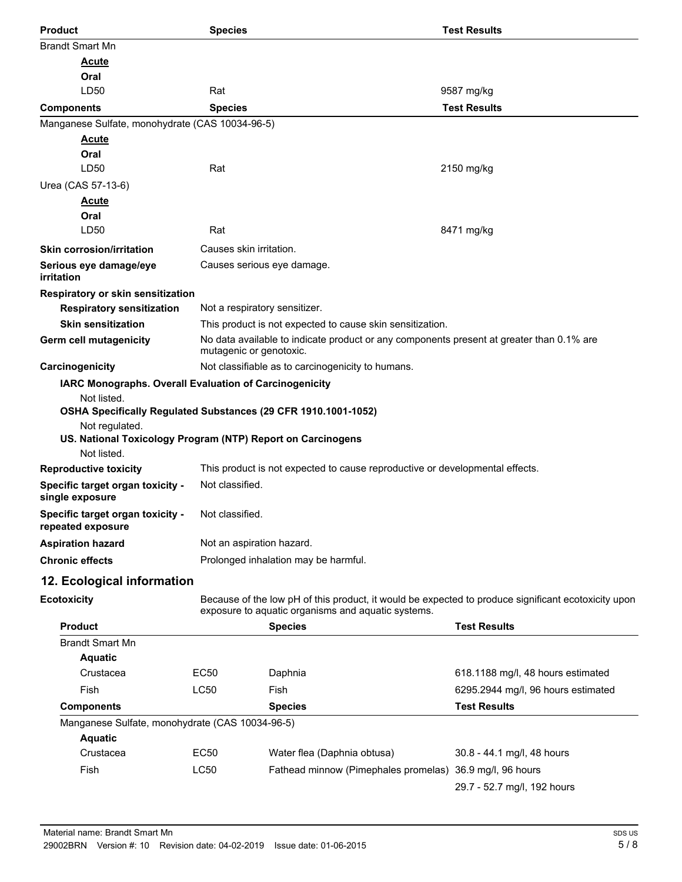| Product | Species | Test Results |
| --- | --- | --- |
| Brandt Smart Mn | | |
| **Acute** | | |
| **Oral** | | |
| LD50 | Rat | 9587 mg/kg |

| Components | Species | Test Results |
| --- | --- | --- |
| Manganese Sulfate, monohydrate (CAS 10034-96-5) | | |
| **Acute** | | |
| **Oral** | | |
| LD50 | Rat | 2150 mg/kg |
| Urea (CAS 57-13-6) | | |
| **Acute** | | |
| **Oral** | | |
| LD50 | Rat | 8471 mg/kg |

**Skin corrosion/irritation** Causes skin irritation.

**Serious eye damage/eye irritation** Causes serious eye damage.

**Respiratory or skin sensitization**

**Respiratory sensitization** Not a respiratory sensitizer.

**Skin sensitization** This product is not expected to cause skin sensitization.

**Germ cell mutagenicity** No data available to indicate product or any components present at greater than 0.1% are mutagenic or genotoxic.

**Carcinogenicity** Not classifiable as to carcinogenicity to humans.

**IARC Monographs. Overall Evaluation of Carcinogenicity**

Not listed.

**OSHA Specifically Regulated Substances (29 CFR 1910.1001-1052)**

Not regulated.

**US. National Toxicology Program (NTP) Report on Carcinogens**

Not listed.

**Reproductive toxicity** This product is not expected to cause reproductive or developmental effects.

**Specific target organ toxicity - single exposure** Not classified.

**Specific target organ toxicity - repeated exposure** Not classified.

**Aspiration hazard** Not an aspiration hazard.

**Chronic effects** Prolonged inhalation may be harmful.

## 12. Ecological information

**Ecotoxicity** Because of the low pH of this product, it would be expected to produce significant ecotoxicity upon exposure to aquatic organisms and aquatic systems.

| Product | | Species | Test Results |
| --- | --- | --- | --- |
| Brandt Smart Mn | | | |
| **Aquatic** | | | |
| Crustacea | EC50 | Daphnia | 618.1188 mg/l, 48 hours estimated |
| Fish | LC50 | Fish | 6295.2944 mg/l, 96 hours estimated |

| Components | | Species | Test Results |
| --- | --- | --- | --- |
| Manganese Sulfate, monohydrate (CAS 10034-96-5) | | | |
| **Aquatic** | | | |
| Crustacea | EC50 | Water flea (Daphnia obtusa) | 30.8 - 44.1 mg/l, 48 hours |
| Fish | LC50 | Fathead minnow (Pimephales promelas) | 36.9 mg/l, 96 hours |
| | | | 29.7 - 52.7 mg/l, 192 hours |

Material name: Brandt Smart Mn

29002BRN Version #: 10 Revision date: 04-02-2019 Issue date: 01-06-2015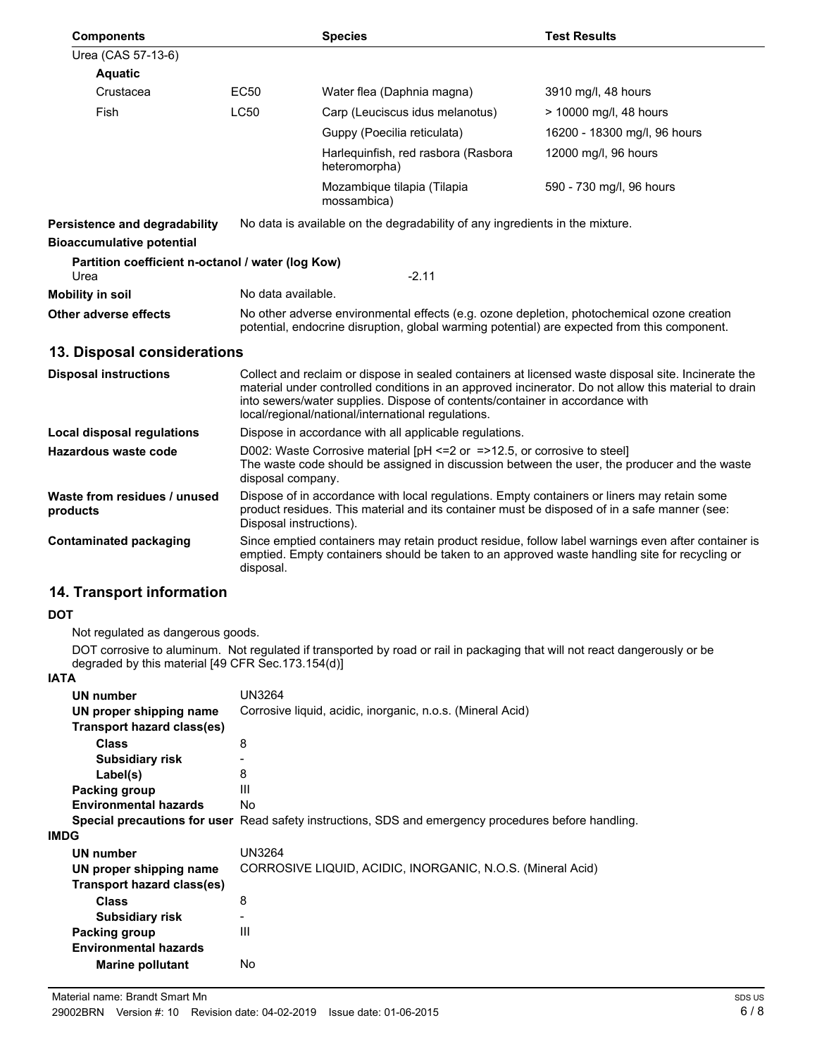| Components | | Species | Test Results |
|---|---|---|---|
| Urea (CAS 57-13-6) | | | |
| **Aquatic** | | | |
| Crustacea | EC50 | Water flea (Daphnia magna) | 3910 mg/l, 48 hours |
| Fish | LC50 | Carp (Leuciscus idus melanotus) | > 10000 mg/l, 48 hours |
| | | Guppy (Poecilia reticulata) | 16200 - 18300 mg/l, 96 hours |
| | | Harlequinfish, red rasbora (Rasbora heteromorpha) | 12000 mg/l, 96 hours |
| | | Mozambique tilapia (Tilapia mossambica) | 590 - 730 mg/l, 96 hours |

**Persistence and degradability** No data is available on the degradability of any ingredients in the mixture.

**Bioaccumulative potential**

**Partition coefficient n-octanol / water (log Kow)**
Urea -2.11

**Mobility in soil** No data available.

**Other adverse effects** No other adverse environmental effects (e.g. ozone depletion, photochemical ozone creation potential, endocrine disruption, global warming potential) are expected from this component.

## 13. Disposal considerations

**Disposal instructions** Collect and reclaim or dispose in sealed containers at licensed waste disposal site. Incinerate the material under controlled conditions in an approved incinerator. Do not allow this material to drain into sewers/water supplies. Dispose of contents/container in accordance with local/regional/national/international regulations.

**Local disposal regulations** Dispose in accordance with all applicable regulations.

**Hazardous waste code** D002: Waste Corrosive material [pH <=2 or =>12.5, or corrosive to steel]
The waste code should be assigned in discussion between the user, the producer and the waste disposal company.

**Waste from residues / unused products** Dispose of in accordance with local regulations. Empty containers or liners may retain some product residues. This material and its container must be disposed of in a safe manner (see: Disposal instructions).

**Contaminated packaging** Since emptied containers may retain product residue, follow label warnings even after container is emptied. Empty containers should be taken to an approved waste handling site for recycling or disposal.

## 14. Transport information

**DOT**

Not regulated as dangerous goods.

DOT corrosive to aluminum. Not regulated if transported by road or rail in packaging that will not react dangerously or be degraded by this material [49 CFR Sec.173.154(d)]

**IATA**

- **UN number** UN3264
- **UN proper shipping name** Corrosive liquid, acidic, inorganic, n.o.s. (Mineral Acid)
- **Transport hazard class(es)**
  - **Class** 8
  - **Subsidiary risk** -
  - **Label(s)** 8
- **Packing group** III
- **Environmental hazards** No
- **Special precautions for user** Read safety instructions, SDS and emergency procedures before handling.

**IMDG**

- **UN number** UN3264
- **UN proper shipping name** CORROSIVE LIQUID, ACIDIC, INORGANIC, N.O.S. (Mineral Acid)
- **Transport hazard class(es)**
  - **Class** 8
  - **Subsidiary risk** -
- **Packing group** III
- **Environmental hazards**
  - **Marine pollutant** No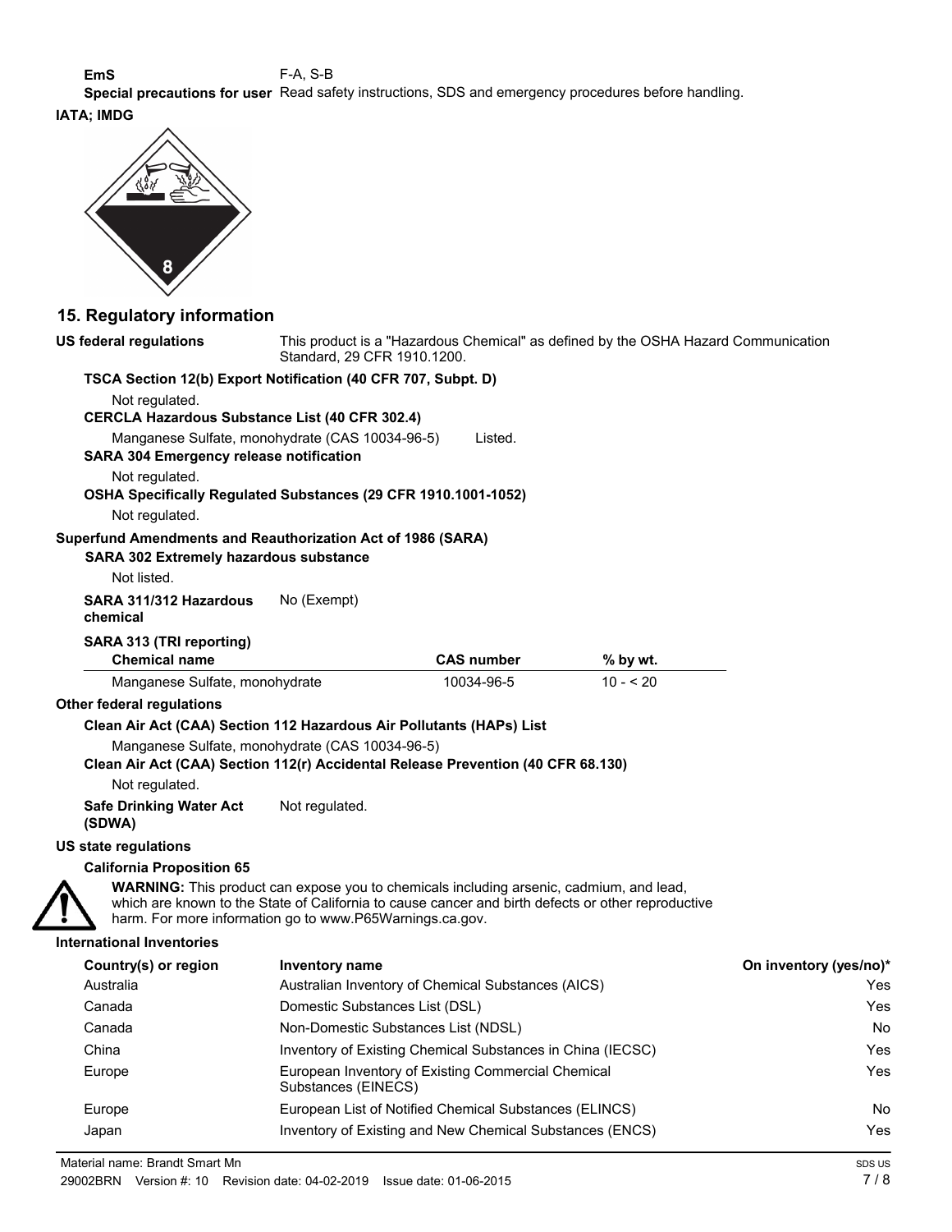**EmS** F-A, S-B

**Special precautions for user** Read safety instructions, SDS and emergency procedures before handling.

**IATA; IMDG**

## 15. Regulatory information

**US federal regulations** This product is a "Hazardous Chemical" as defined by the OSHA Hazard Communication Standard, 29 CFR 1910.1200.

**TSCA Section 12(b) Export Notification (40 CFR 707, Subpt. D)**

Not regulated.

**CERCLA Hazardous Substance List (40 CFR 302.4)**

Manganese Sulfate, monohydrate (CAS 10034-96-5) Listed.

**SARA 304 Emergency release notification**

Not regulated.

**OSHA Specifically Regulated Substances (29 CFR 1910.1001-1052)**

Not regulated.

**Superfund Amendments and Reauthorization Act of 1986 (SARA)**

**SARA 302 Extremely hazardous substance**

Not listed.

**SARA 311/312 Hazardous chemical** No (Exempt)

**SARA 313 (TRI reporting)**

| Chemical name | CAS number | % by wt. |
|---|---|---|
| Manganese Sulfate, monohydrate | 10034-96-5 | 10 - < 20 |

**Other federal regulations**

**Clean Air Act (CAA) Section 112 Hazardous Air Pollutants (HAPs) List**

Manganese Sulfate, monohydrate (CAS 10034-96-5)

**Clean Air Act (CAA) Section 112(r) Accidental Release Prevention (40 CFR 68.130)**

Not regulated.

**Safe Drinking Water Act (SDWA)** Not regulated.

**US state regulations**

**California Proposition 65**

**WARNING:** This product can expose you to chemicals including arsenic, cadmium, and lead, which are known to the State of California to cause cancer and birth defects or other reproductive harm. For more information go to www.P65Warnings.ca.gov.

**International Inventories**

| Country(s) or region | Inventory name | On inventory (yes/no)* |
|---|---|---|
| Australia | Australian Inventory of Chemical Substances (AICS) | Yes |
| Canada | Domestic Substances List (DSL) | Yes |
| Canada | Non-Domestic Substances List (NDSL) | No |
| China | Inventory of Existing Chemical Substances in China (IECSC) | Yes |
| Europe | European Inventory of Existing Commercial Chemical Substances (EINECS) | Yes |
| Europe | European List of Notified Chemical Substances (ELINCS) | No |
| Japan | Inventory of Existing and New Chemical Substances (ENCS) | Yes |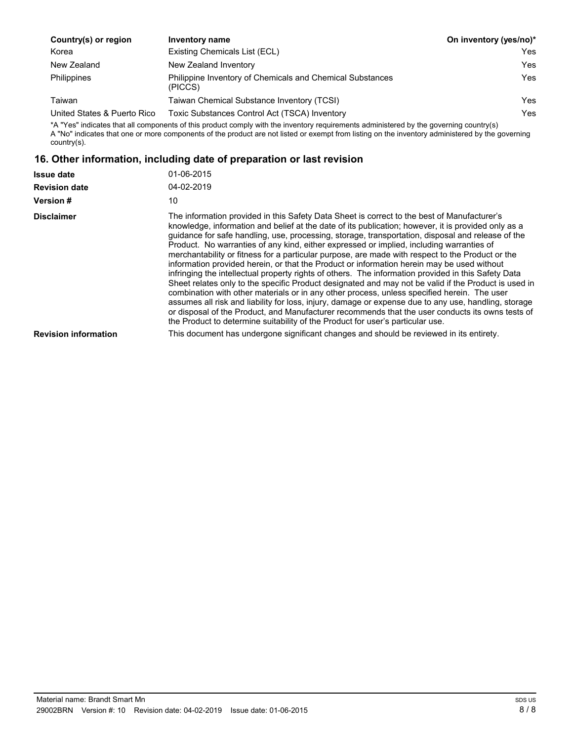| Country(s) or region | Inventory name | On inventory (yes/no)* |
| --- | --- | --- |
| Korea | Existing Chemicals List (ECL) | Yes |
| New Zealand | New Zealand Inventory | Yes |
| Philippines | Philippine Inventory of Chemicals and Chemical Substances (PICCS) | Yes |
| Taiwan | Taiwan Chemical Substance Inventory (TCSI) | Yes |
| United States & Puerto Rico | Toxic Substances Control Act (TSCA) Inventory | Yes |

*A "Yes" indicates that all components of this product comply with the inventory requirements administered by the governing country(s)
A "No" indicates that one or more components of the product are not listed or exempt from listing on the inventory administered by the governing country(s).

## 16. Other information, including date of preparation or last revision

**Issue date** 01-06-2015

**Revision date** 04-02-2019

**Version #** 10

**Disclaimer** The information provided in this Safety Data Sheet is correct to the best of Manufacturer's knowledge, information and belief at the date of its publication; however, it is provided only as a guidance for safe handling, use, processing, storage, transportation, disposal and release of the Product. No warranties of any kind, either expressed or implied, including warranties of merchantability or fitness for a particular purpose, are made with respect to the Product or the information provided herein, or that the Product or information herein may be used without infringing the intellectual property rights of others. The information provided in this Safety Data Sheet relates only to the specific Product designated and may not be valid if the Product is used in combination with other materials or in any other process, unless specified herein. The user assumes all risk and liability for loss, injury, damage or expense due to any use, handling, storage or disposal of the Product, and Manufacturer recommends that the user conducts its owns tests of the Product to determine suitability of the Product for user's particular use.

**Revision information** This document has undergone significant changes and should be reviewed in its entirety.